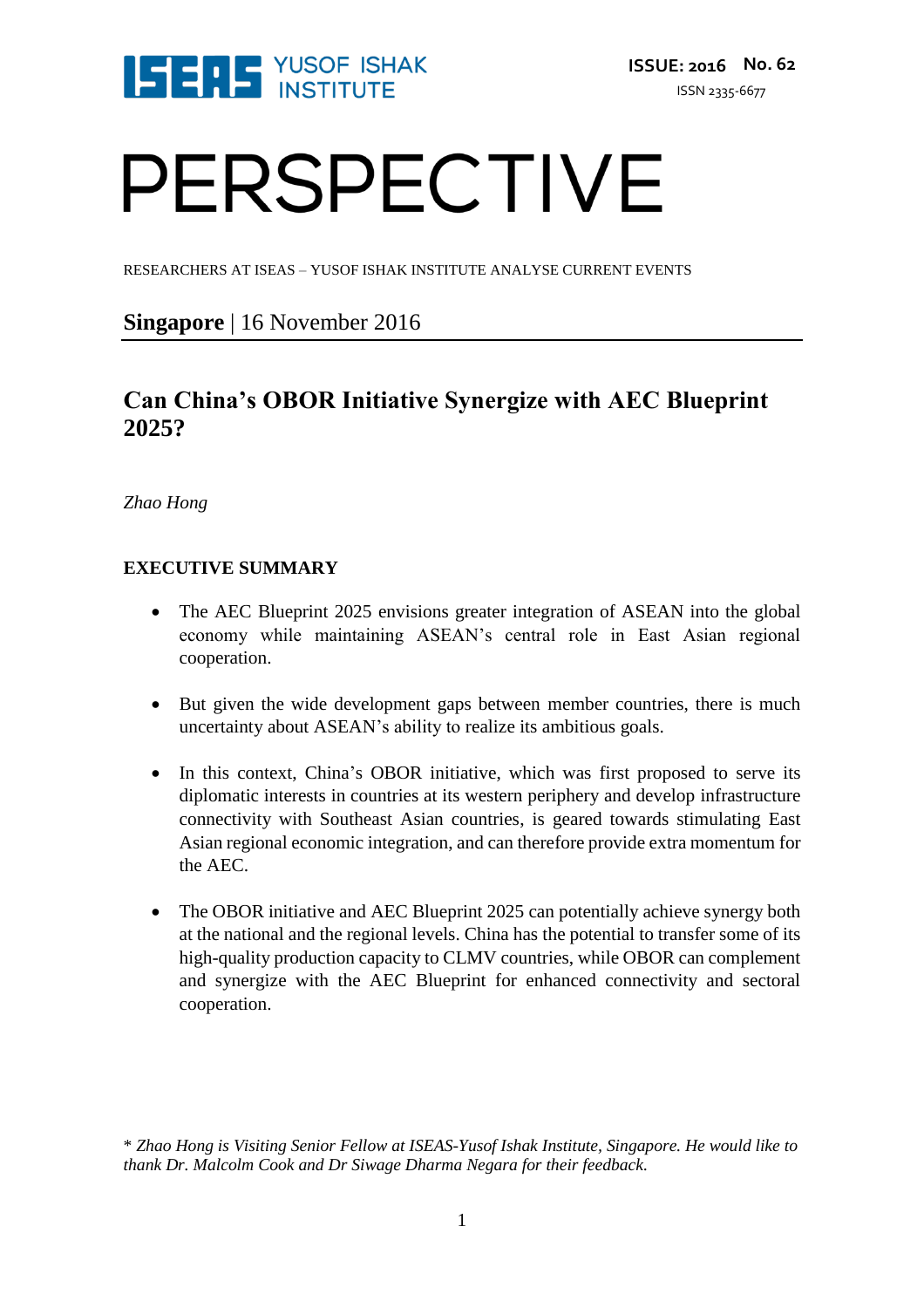ISEAS YUSOF ISHAK INSTITUTE

**ISSUE: 2016 No. 62**

ISSN 2335-6677

# PERSPECTIVE

RESEARCHERS AT ISEAS – YUSOF ISHAK INSTITUTE ANALYSE CURRENT EVENTS

**Singapore** | 16 November 2016

## Can China's OBOR Initiative Synergize with AEC Blueprint 2025?

*Zhao Hong*

**EXECUTIVE SUMMARY**

- The AEC Blueprint 2025 envisions greater integration of ASEAN into the global economy while maintaining ASEAN's central role in East Asian regional cooperation.
- But given the wide development gaps between member countries, there is much uncertainty about ASEAN's ability to realize its ambitious goals.
- In this context, China's OBOR initiative, which was first proposed to serve its diplomatic interests in countries at its western periphery and develop infrastructure connectivity with Southeast Asian countries, is geared towards stimulating East Asian regional economic integration, and can therefore provide extra momentum for the AEC.
- The OBOR initiative and AEC Blueprint 2025 can potentially achieve synergy both at the national and the regional levels. China has the potential to transfer some of its high-quality production capacity to CLMV countries, while OBOR can complement and synergize with the AEC Blueprint for enhanced connectivity and sectoral cooperation.

*\* Zhao Hong is Visiting Senior Fellow at ISEAS-Yusof Ishak Institute, Singapore. He would like to thank Dr. Malcolm Cook and Dr Siwage Dharma Negara for their feedback.*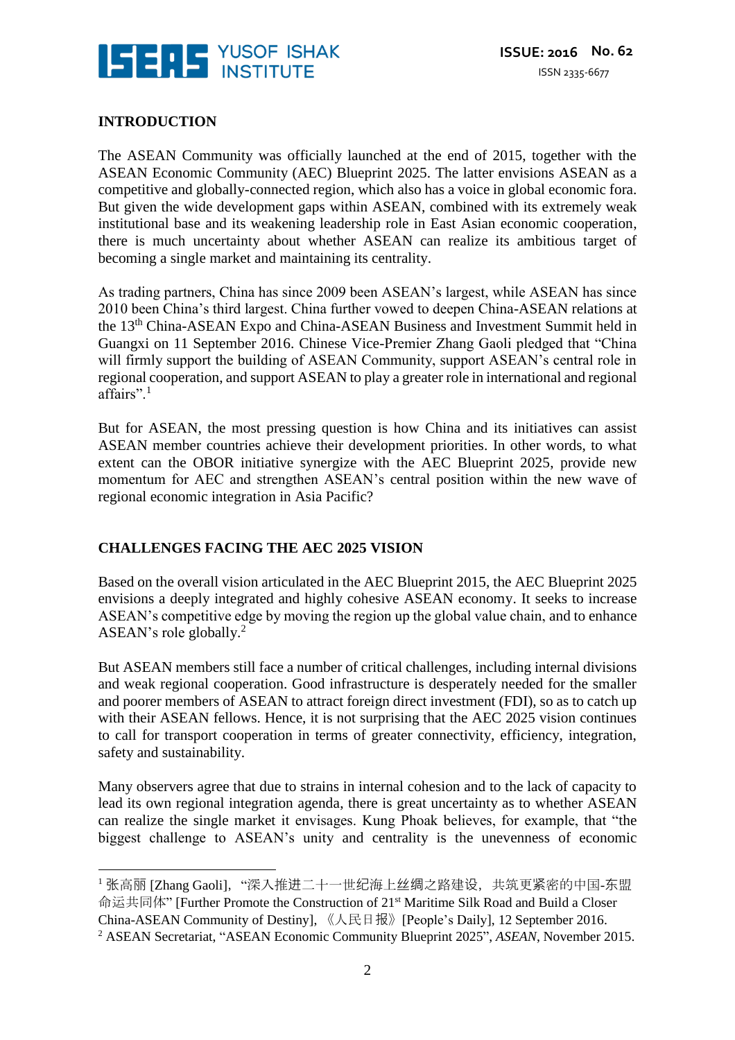## INTRODUCTION

The ASEAN Community was officially launched at the end of 2015, together with the ASEAN Economic Community (AEC) Blueprint 2025. The latter envisions ASEAN as a competitive and globally-connected region, which also has a voice in global economic fora. But given the wide development gaps within ASEAN, combined with its extremely weak institutional base and its weakening leadership role in East Asian economic cooperation, there is much uncertainty about whether ASEAN can realize its ambitious target of becoming a single market and maintaining its centrality.

As trading partners, China has since 2009 been ASEAN's largest, while ASEAN has since 2010 been China's third largest. China further vowed to deepen China-ASEAN relations at the 13th China-ASEAN Expo and China-ASEAN Business and Investment Summit held in Guangxi on 11 September 2016. Chinese Vice-Premier Zhang Gaoli pledged that "China will firmly support the building of ASEAN Community, support ASEAN's central role in regional cooperation, and support ASEAN to play a greater role in international and regional affairs".[1]

But for ASEAN, the most pressing question is how China and its initiatives can assist ASEAN member countries achieve their development priorities. In other words, to what extent can the OBOR initiative synergize with the AEC Blueprint 2025, provide new momentum for AEC and strengthen ASEAN's central position within the new wave of regional economic integration in Asia Pacific?

## CHALLENGES FACING THE AEC 2025 VISION

Based on the overall vision articulated in the AEC Blueprint 2015, the AEC Blueprint 2025 envisions a deeply integrated and highly cohesive ASEAN economy. It seeks to increase ASEAN's competitive edge by moving the region up the global value chain, and to enhance ASEAN's role globally.[2]

But ASEAN members still face a number of critical challenges, including internal divisions and weak regional cooperation. Good infrastructure is desperately needed for the smaller and poorer members of ASEAN to attract foreign direct investment (FDI), so as to catch up with their ASEAN fellows. Hence, it is not surprising that the AEC 2025 vision continues to call for transport cooperation in terms of greater connectivity, efficiency, integration, safety and sustainability.

Many observers agree that due to strains in internal cohesion and to the lack of capacity to lead its own regional integration agenda, there is great uncertainty as to whether ASEAN can realize the single market it envisages. Kung Phoak believes, for example, that "the biggest challenge to ASEAN's unity and centrality is the unevenness of economic

---

[1] 张高丽 [Zhang Gaoli],"深入推进二十一世纪海上丝绸之路建设,共筑更紧密的中国-东盟命运共同体" [Further Promote the Construction of 21st Maritime Silk Road and Build a Closer China-ASEAN Community of Destiny],《人民日报》[People's Daily], 12 September 2016.

[2] ASEAN Secretariat, "ASEAN Economic Community Blueprint 2025", *ASEAN*, November 2015.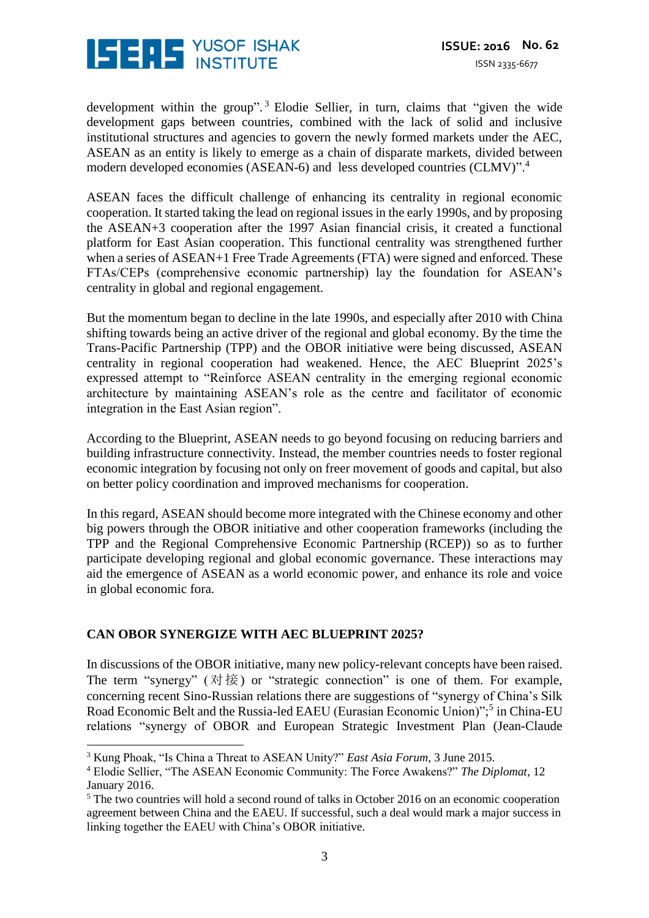development within the group".[3] Elodie Sellier, in turn, claims that "given the wide development gaps between countries, combined with the lack of solid and inclusive institutional structures and agencies to govern the newly formed markets under the AEC, ASEAN as an entity is likely to emerge as a chain of disparate markets, divided between modern developed economies (ASEAN-6) and less developed countries (CLMV)".[4]

ASEAN faces the difficult challenge of enhancing its centrality in regional economic cooperation. It started taking the lead on regional issues in the early 1990s, and by proposing the ASEAN+3 cooperation after the 1997 Asian financial crisis, it created a functional platform for East Asian cooperation. This functional centrality was strengthened further when a series of ASEAN+1 Free Trade Agreements (FTA) were signed and enforced. These FTAs/CEPs (comprehensive economic partnership) lay the foundation for ASEAN's centrality in global and regional engagement.

But the momentum began to decline in the late 1990s, and especially after 2010 with China shifting towards being an active driver of the regional and global economy. By the time the Trans-Pacific Partnership (TPP) and the OBOR initiative were being discussed, ASEAN centrality in regional cooperation had weakened. Hence, the AEC Blueprint 2025's expressed attempt to "Reinforce ASEAN centrality in the emerging regional economic architecture by maintaining ASEAN's role as the centre and facilitator of economic integration in the East Asian region".

According to the Blueprint, ASEAN needs to go beyond focusing on reducing barriers and building infrastructure connectivity. Instead, the member countries needs to foster regional economic integration by focusing not only on freer movement of goods and capital, but also on better policy coordination and improved mechanisms for cooperation.

In this regard, ASEAN should become more integrated with the Chinese economy and other big powers through the OBOR initiative and other cooperation frameworks (including the TPP and the Regional Comprehensive Economic Partnership (RCEP)) so as to further participate developing regional and global economic governance. These interactions may aid the emergence of ASEAN as a world economic power, and enhance its role and voice in global economic fora.

## CAN OBOR SYNERGIZE WITH AEC BLUEPRINT 2025?

In discussions of the OBOR initiative, many new policy-relevant concepts have been raised. The term "synergy" (对接) or "strategic connection" is one of them. For example, concerning recent Sino-Russian relations there are suggestions of "synergy of China's Silk Road Economic Belt and the Russia-led EAEU (Eurasian Economic Union)";[5] in China-EU relations "synergy of OBOR and European Strategic Investment Plan (Jean-Claude

---

[3] Kung Phoak, "Is China a Threat to ASEAN Unity?" *East Asia Forum*, 3 June 2015.

[4] Elodie Sellier, "The ASEAN Economic Community: The Force Awakens?" *The Diplomat*, 12 January 2016.

[5] The two countries will hold a second round of talks in October 2016 on an economic cooperation agreement between China and the EAEU. If successful, such a deal would mark a major success in linking together the EAEU with China's OBOR initiative.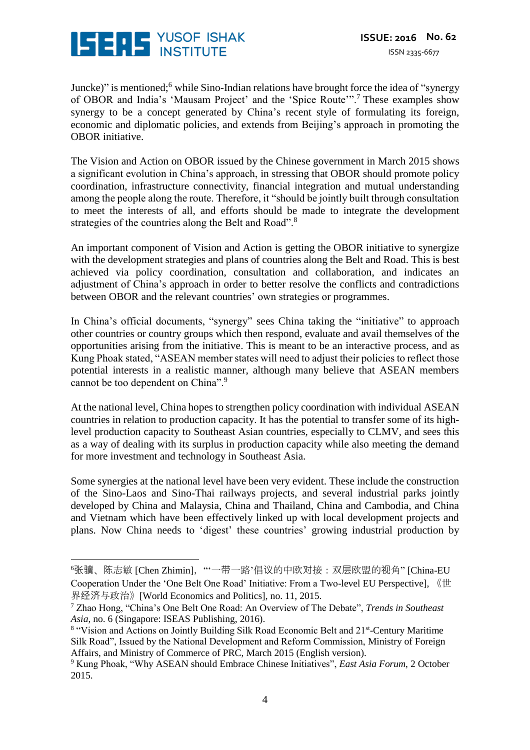Juncke)" is mentioned;[6] while Sino-Indian relations have brought force the idea of "synergy of OBOR and India's 'Mausam Project' and the 'Spice Route'".[7] These examples show synergy to be a concept generated by China's recent style of formulating its foreign, economic and diplomatic policies, and extends from Beijing's approach in promoting the OBOR initiative.

The Vision and Action on OBOR issued by the Chinese government in March 2015 shows a significant evolution in China's approach, in stressing that OBOR should promote policy coordination, infrastructure connectivity, financial integration and mutual understanding among the people along the route. Therefore, it "should be jointly built through consultation to meet the interests of all, and efforts should be made to integrate the development strategies of the countries along the Belt and Road".[8]

An important component of Vision and Action is getting the OBOR initiative to synergize with the development strategies and plans of countries along the Belt and Road. This is best achieved via policy coordination, consultation and collaboration, and indicates an adjustment of China's approach in order to better resolve the conflicts and contradictions between OBOR and the relevant countries' own strategies or programmes.

In China's official documents, "synergy" sees China taking the "initiative" to approach other countries or country groups which then respond, evaluate and avail themselves of the opportunities arising from the initiative. This is meant to be an interactive process, and as Kung Phoak stated, "ASEAN member states will need to adjust their policies to reflect those potential interests in a realistic manner, although many believe that ASEAN members cannot be too dependent on China".[9]

At the national level, China hopes to strengthen policy coordination with individual ASEAN countries in relation to production capacity. It has the potential to transfer some of its high-level production capacity to Southeast Asian countries, especially to CLMV, and sees this as a way of dealing with its surplus in production capacity while also meeting the demand for more investment and technology in Southeast Asia.

Some synergies at the national level have been very evident. These include the construction of the Sino-Laos and Sino-Thai railways projects, and several industrial parks jointly developed by China and Malaysia, China and Thailand, China and Cambodia, and China and Vietnam which have been effectively linked up with local development projects and plans. Now China needs to 'digest' these countries' growing industrial production by

---

[6] 张骥、陈志敏 [Chen Zhimin], "'一带一路'倡议的中欧对接：双层欧盟的视角" [China-EU Cooperation Under the 'One Belt One Road' Initiative: From a Two-level EU Perspective], 《世界经济与政治》[World Economics and Politics], no. 11, 2015.

[7] Zhao Hong, "China's One Belt One Road: An Overview of The Debate", *Trends in Southeast Asia*, no. 6 (Singapore: ISEAS Publishing, 2016).

[8] "Vision and Actions on Jointly Building Silk Road Economic Belt and 21st-Century Maritime Silk Road", Issued by the National Development and Reform Commission, Ministry of Foreign Affairs, and Ministry of Commerce of PRC, March 2015 (English version).

[9] Kung Phoak, "Why ASEAN should Embrace Chinese Initiatives", *East Asia Forum*, 2 October 2015.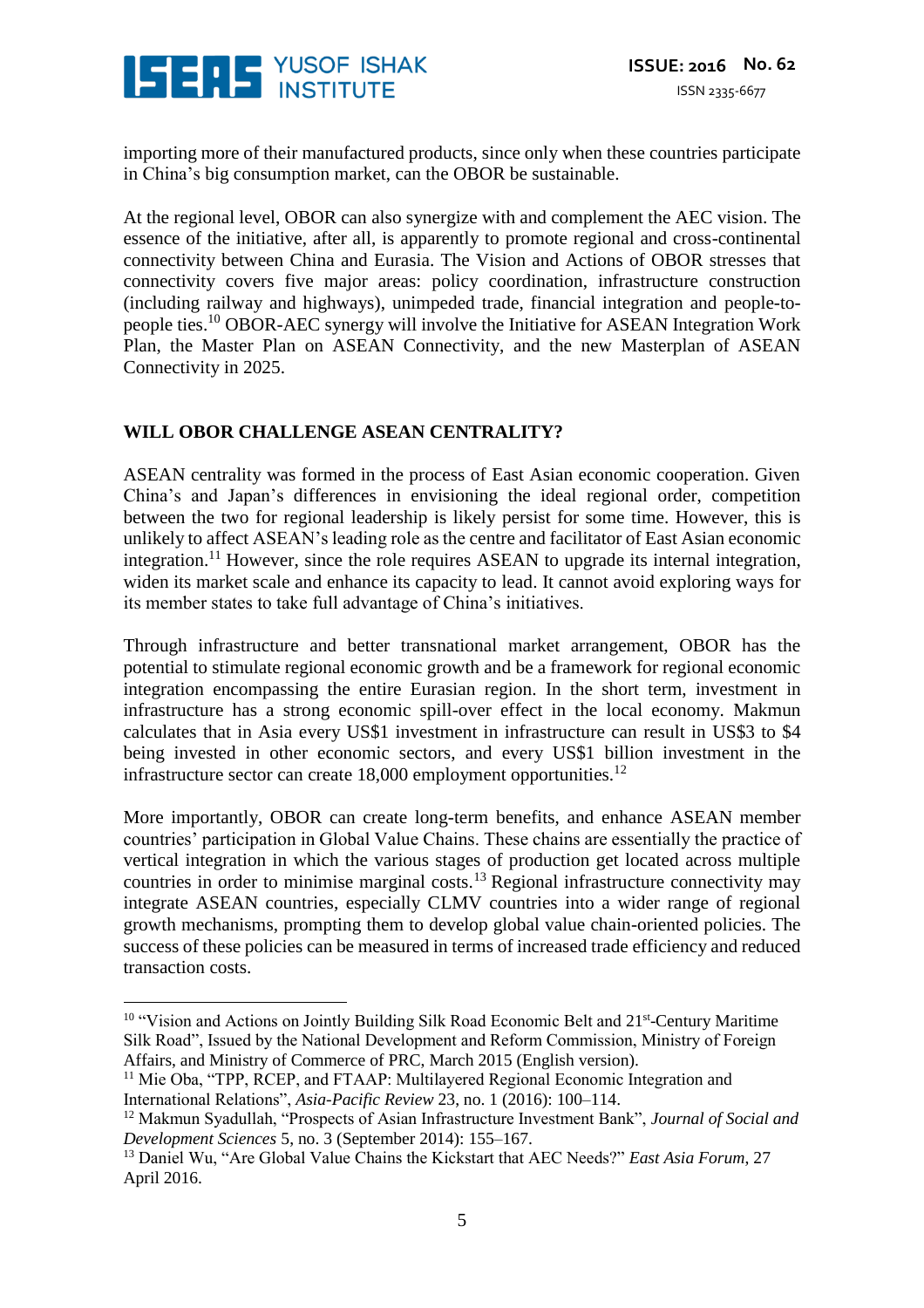importing more of their manufactured products, since only when these countries participate in China's big consumption market, can the OBOR be sustainable.

At the regional level, OBOR can also synergize with and complement the AEC vision. The essence of the initiative, after all, is apparently to promote regional and cross-continental connectivity between China and Eurasia. The Vision and Actions of OBOR stresses that connectivity covers five major areas: policy coordination, infrastructure construction (including railway and highways), unimpeded trade, financial integration and people-to-people ties.[10] OBOR-AEC synergy will involve the Initiative for ASEAN Integration Work Plan, the Master Plan on ASEAN Connectivity, and the new Masterplan of ASEAN Connectivity in 2025.

## WILL OBOR CHALLENGE ASEAN CENTRALITY?

ASEAN centrality was formed in the process of East Asian economic cooperation. Given China's and Japan's differences in envisioning the ideal regional order, competition between the two for regional leadership is likely persist for some time. However, this is unlikely to affect ASEAN's leading role as the centre and facilitator of East Asian economic integration.[11] However, since the role requires ASEAN to upgrade its internal integration, widen its market scale and enhance its capacity to lead. It cannot avoid exploring ways for its member states to take full advantage of China's initiatives.

Through infrastructure and better transnational market arrangement, OBOR has the potential to stimulate regional economic growth and be a framework for regional economic integration encompassing the entire Eurasian region. In the short term, investment in infrastructure has a strong economic spill-over effect in the local economy. Makmun calculates that in Asia every US$1 investment in infrastructure can result in US$3 to $4 being invested in other economic sectors, and every US$1 billion investment in the infrastructure sector can create 18,000 employment opportunities.[12]

More importantly, OBOR can create long-term benefits, and enhance ASEAN member countries' participation in Global Value Chains. These chains are essentially the practice of vertical integration in which the various stages of production get located across multiple countries in order to minimise marginal costs.[13] Regional infrastructure connectivity may integrate ASEAN countries, especially CLMV countries into a wider range of regional growth mechanisms, prompting them to develop global value chain-oriented policies. The success of these policies can be measured in terms of increased trade efficiency and reduced transaction costs.

---

[10] "Vision and Actions on Jointly Building Silk Road Economic Belt and 21st-Century Maritime Silk Road", Issued by the National Development and Reform Commission, Ministry of Foreign Affairs, and Ministry of Commerce of PRC, March 2015 (English version).

[11] Mie Oba, "TPP, RCEP, and FTAAP: Multilayered Regional Economic Integration and International Relations", *Asia-Pacific Review* 23, no. 1 (2016): 100–114.

[12] Makmun Syadullah, "Prospects of Asian Infrastructure Investment Bank", *Journal of Social and Development Sciences* 5, no. 3 (September 2014): 155–167.

[13] Daniel Wu, "Are Global Value Chains the Kickstart that AEC Needs?" *East Asia Forum*, 27 April 2016.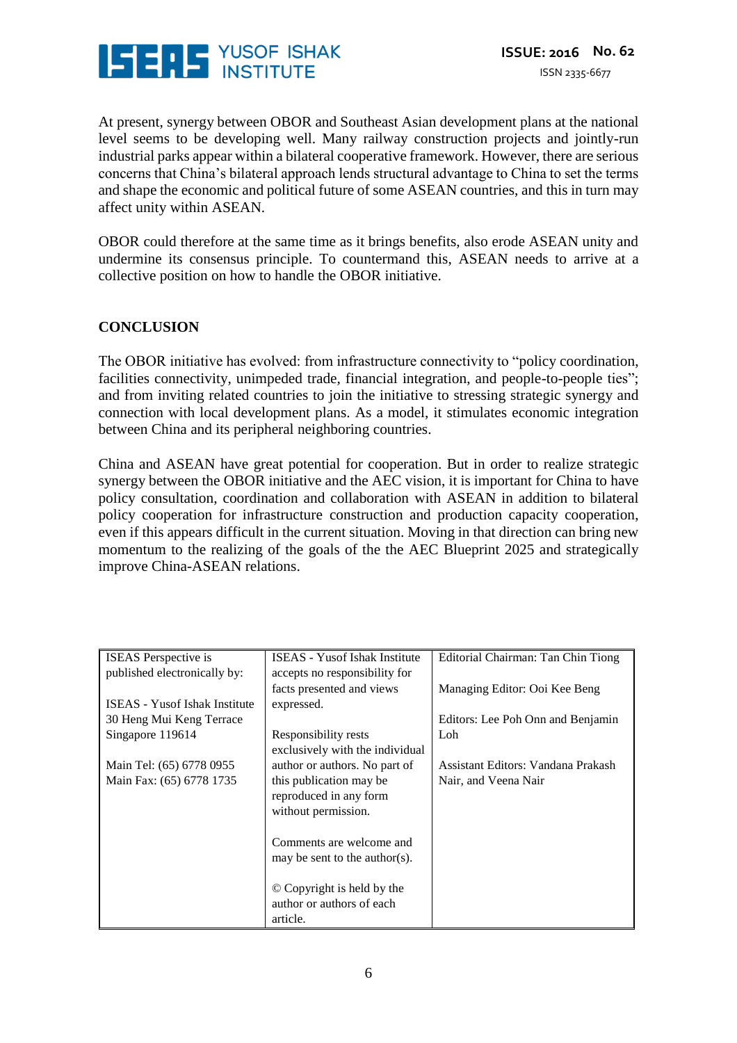At present, synergy between OBOR and Southeast Asian development plans at the national level seems to be developing well. Many railway construction projects and jointly-run industrial parks appear within a bilateral cooperative framework. However, there are serious concerns that China's bilateral approach lends structural advantage to China to set the terms and shape the economic and political future of some ASEAN countries, and this in turn may affect unity within ASEAN.

OBOR could therefore at the same time as it brings benefits, also erode ASEAN unity and undermine its consensus principle. To countermand this, ASEAN needs to arrive at a collective position on how to handle the OBOR initiative.

## CONCLUSION

The OBOR initiative has evolved: from infrastructure connectivity to "policy coordination, facilities connectivity, unimpeded trade, financial integration, and people-to-people ties"; and from inviting related countries to join the initiative to stressing strategic synergy and connection with local development plans. As a model, it stimulates economic integration between China and its peripheral neighboring countries.

China and ASEAN have great potential for cooperation. But in order to realize strategic synergy between the OBOR initiative and the AEC vision, it is important for China to have policy consultation, coordination and collaboration with ASEAN in addition to bilateral policy cooperation for infrastructure construction and production capacity cooperation, even if this appears difficult in the current situation. Moving in that direction can bring new momentum to the realizing of the goals of the the AEC Blueprint 2025 and strategically improve China-ASEAN relations.

| | | |
|---|---|---|
| ISEAS Perspective is published electronically by:<br><br>ISEAS - Yusof Ishak Institute<br>30 Heng Mui Keng Terrace<br>Singapore 119614<br><br>Main Tel: (65) 6778 0955<br>Main Fax: (65) 6778 1735 | ISEAS - Yusof Ishak Institute accepts no responsibility for facts presented and views expressed.<br><br>Responsibility rests exclusively with the individual author or authors. No part of this publication may be reproduced in any form without permission.<br><br>Comments are welcome and may be sent to the author(s).<br><br>© Copyright is held by the author or authors of each article. | Editorial Chairman: Tan Chin Tiong<br><br>Managing Editor: Ooi Kee Beng<br><br>Editors: Lee Poh Onn and Benjamin Loh<br><br>Assistant Editors: Vandana Prakash Nair, and Veena Nair |